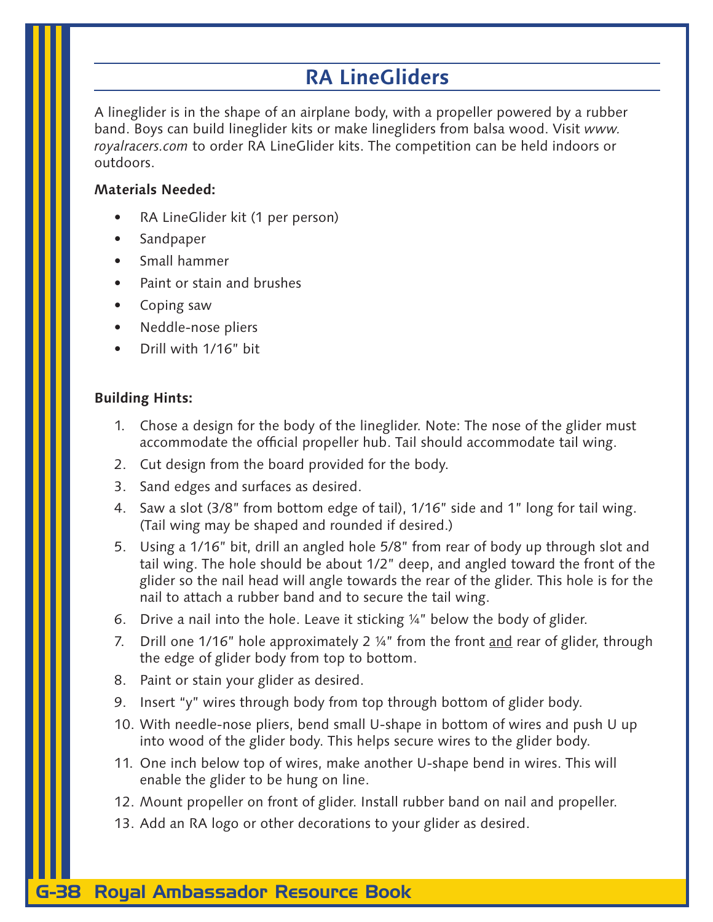# RA LineGliders

A lineglider is in the shape of an airplane body, with a propeller powered by a rubber band. Boys can build lineglider kits or make linegliders from balsa wood. Visit *www.royalracers.com* to order RA LineGlider kits. The competition can be held indoors or outdoors.

**Materials Needed:**

- RA LineGlider kit (1 per person)
- Sandpaper
- Small hammer
- Paint or stain and brushes
- Coping saw
- Neddle-nose pliers
- Drill with 1/16" bit

**Building Hints:**

1. Chose a design for the body of the lineglider. Note: The nose of the glider must accommodate the official propeller hub. Tail should accommodate tail wing.
2. Cut design from the board provided for the body.
3. Sand edges and surfaces as desired.
4. Saw a slot (3/8" from bottom edge of tail), 1/16" side and 1" long for tail wing. (Tail wing may be shaped and rounded if desired.)
5. Using a 1/16" bit, drill an angled hole 5/8" from rear of body up through slot and tail wing. The hole should be about 1/2" deep, and angled toward the front of the glider so the nail head will angle towards the rear of the glider. This hole is for the nail to attach a rubber band and to secure the tail wing.
6. Drive a nail into the hole. Leave it sticking ¼" below the body of glider.
7. Drill one 1/16" hole approximately 2 ¼" from the front <u>and</u> rear of glider, through the edge of glider body from top to bottom.
8. Paint or stain your glider as desired.
9. Insert "y" wires through body from top through bottom of glider body.
10. With needle-nose pliers, bend small U-shape in bottom of wires and push U up into wood of the glider body. This helps secure wires to the glider body.
11. One inch below top of wires, make another U-shape bend in wires. This will enable the glider to be hung on line.
12. Mount propeller on front of glider. Install rubber band on nail and propeller.
13. Add an RA logo or other decorations to your glider as desired.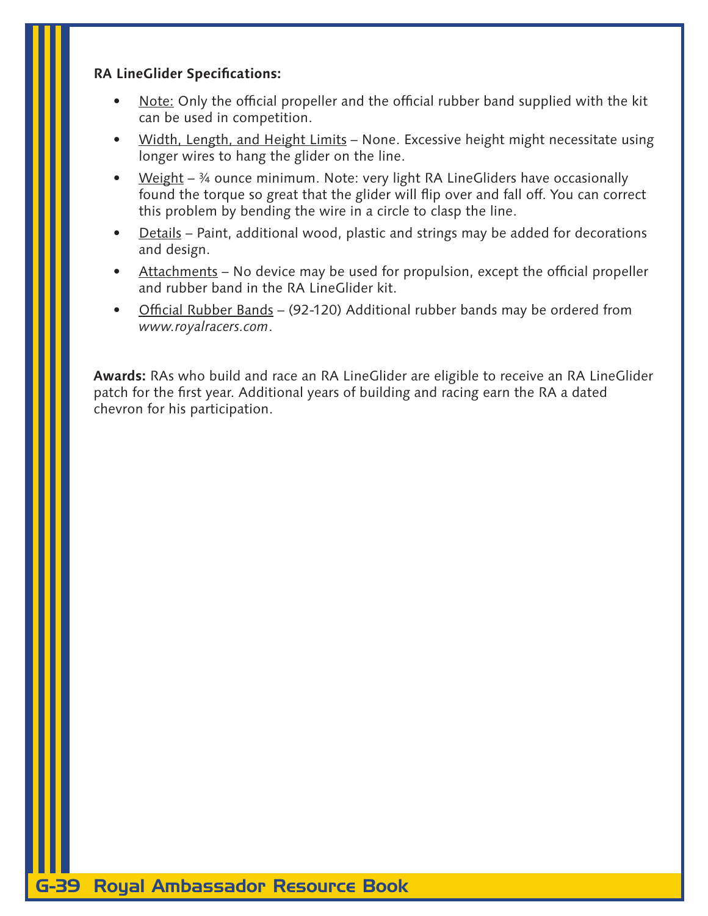**RA LineGlider Specifications:**

- Note: Only the official propeller and the official rubber band supplied with the kit can be used in competition.
- Width, Length, and Height Limits – None. Excessive height might necessitate using longer wires to hang the glider on the line.
- Weight – ¾ ounce minimum. Note: very light RA LineGliders have occasionally found the torque so great that the glider will flip over and fall off. You can correct this problem by bending the wire in a circle to clasp the line.
- Details – Paint, additional wood, plastic and strings may be added for decorations and design.
- Attachments – No device may be used for propulsion, except the official propeller and rubber band in the RA LineGlider kit.
- Official Rubber Bands – (92-120) Additional rubber bands may be ordered from *www.royalracers.com*.

**Awards:** RAs who build and race an RA LineGlider are eligible to receive an RA LineGlider patch for the first year. Additional years of building and racing earn the RA a dated chevron for his participation.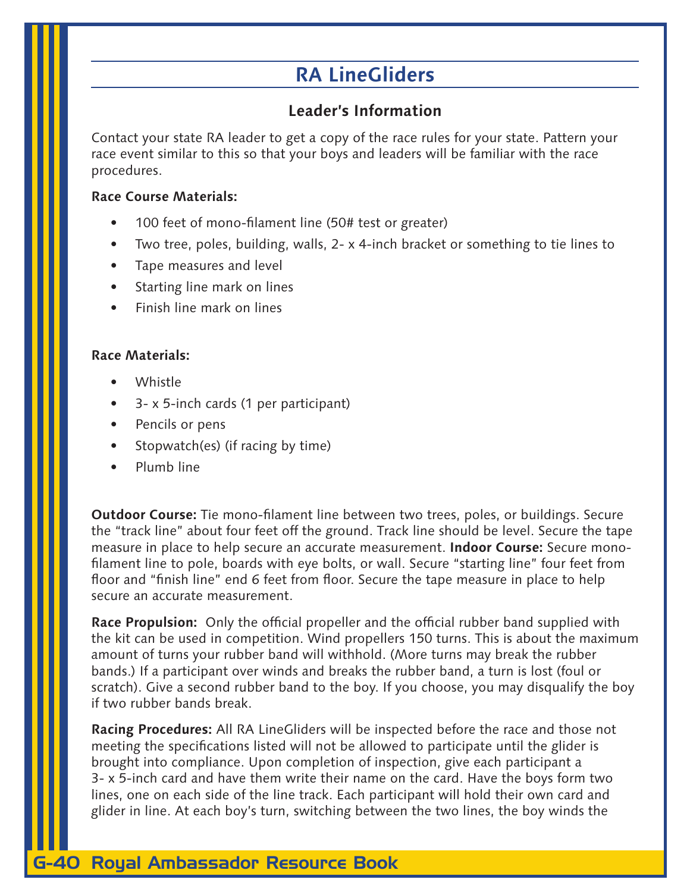# RA LineGliders

## Leader's Information

Contact your state RA leader to get a copy of the race rules for your state. Pattern your race event similar to this so that your boys and leaders will be familiar with the race procedures.

**Race Course Materials:**

- 100 feet of mono-filament line (50# test or greater)
- Two tree, poles, building, walls, 2- x 4-inch bracket or something to tie lines to
- Tape measures and level
- Starting line mark on lines
- Finish line mark on lines

**Race Materials:**

- Whistle
- 3- x 5-inch cards (1 per participant)
- Pencils or pens
- Stopwatch(es) (if racing by time)
- Plumb line

**Outdoor Course:** Tie mono-filament line between two trees, poles, or buildings. Secure the "track line" about four feet off the ground. Track line should be level. Secure the tape measure in place to help secure an accurate measurement. **Indoor Course:** Secure mono-filament line to pole, boards with eye bolts, or wall. Secure "starting line" four feet from floor and "finish line" end 6 feet from floor. Secure the tape measure in place to help secure an accurate measurement.

**Race Propulsion:** Only the official propeller and the official rubber band supplied with the kit can be used in competition. Wind propellers 150 turns. This is about the maximum amount of turns your rubber band will withhold. (More turns may break the rubber bands.) If a participant over winds and breaks the rubber band, a turn is lost (foul or scratch). Give a second rubber band to the boy. If you choose, you may disqualify the boy if two rubber bands break.

**Racing Procedures:** All RA LineGliders will be inspected before the race and those not meeting the specifications listed will not be allowed to participate until the glider is brought into compliance. Upon completion of inspection, give each participant a 3- x 5-inch card and have them write their name on the card. Have the boys form two lines, one on each side of the line track. Each participant will hold their own card and glider in line. At each boy's turn, switching between the two lines, the boy winds the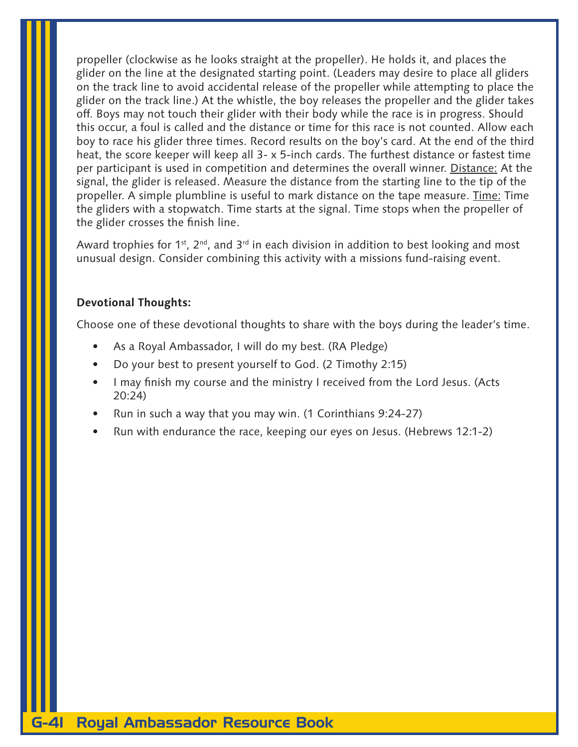propeller (clockwise as he looks straight at the propeller). He holds it, and places the glider on the line at the designated starting point. (Leaders may desire to place all gliders on the track line to avoid accidental release of the propeller while attempting to place the glider on the track line.) At the whistle, the boy releases the propeller and the glider takes off. Boys may not touch their glider with their body while the race is in progress. Should this occur, a foul is called and the distance or time for this race is not counted. Allow each boy to race his glider three times. Record results on the boy's card. At the end of the third heat, the score keeper will keep all 3- x 5-inch cards. The furthest distance or fastest time per participant is used in competition and determines the overall winner. <u>Distance:</u> At the signal, the glider is released. Measure the distance from the starting line to the tip of the propeller. A simple plumbline is useful to mark distance on the tape measure. <u>Time:</u> Time the gliders with a stopwatch. Time starts at the signal. Time stops when the propeller of the glider crosses the finish line.

Award trophies for 1st, 2nd, and 3rd in each division in addition to best looking and most unusual design. Consider combining this activity with a missions fund-raising event.

**Devotional Thoughts:**

Choose one of these devotional thoughts to share with the boys during the leader's time.

- As a Royal Ambassador, I will do my best. (RA Pledge)
- Do your best to present yourself to God. (2 Timothy 2:15)
- I may finish my course and the ministry I received from the Lord Jesus. (Acts 20:24)
- Run in such a way that you may win. (1 Corinthians 9:24-27)
- Run with endurance the race, keeping our eyes on Jesus. (Hebrews 12:1-2)